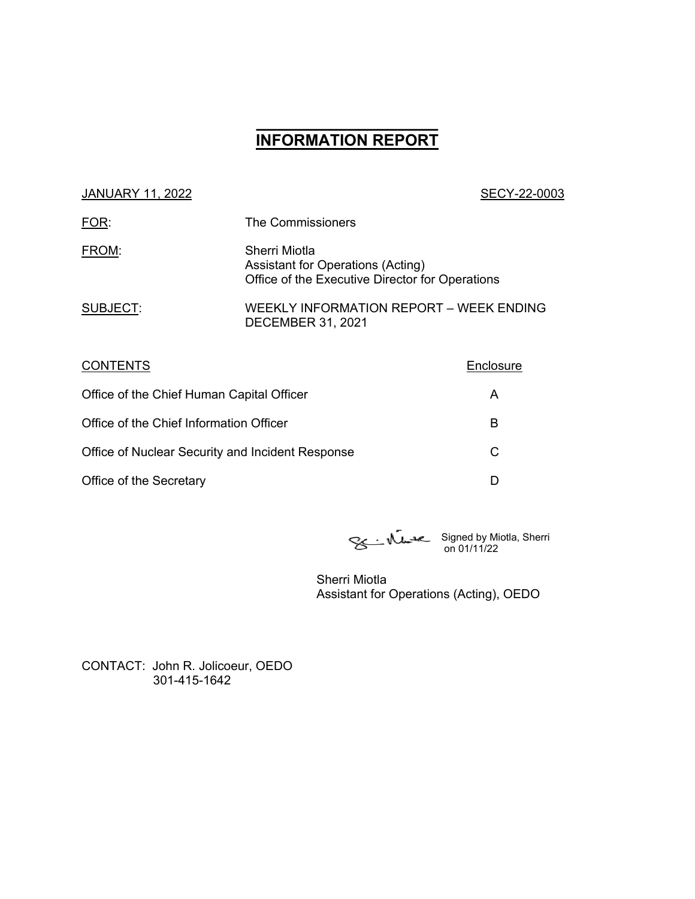# INFORMATION REPORT

JANUARY 11, 2022 SECY-22-0003

FOR: The Commissioners

FROM: Sherri Miotla
Assistant for Operations (Acting)
Office of the Executive Director for Operations

SUBJECT: WEEKLY INFORMATION REPORT – WEEK ENDING DECEMBER 31, 2021

| CONTENTS | Enclosure |
|---|---|
| Office of the Chief Human Capital Officer | A |
| Office of the Chief Information Officer | B |
| Office of Nuclear Security and Incident Response | C |
| Office of the Secretary | D |

Signed by Miotla, Sherri on 01/11/22

Sherri Miotla
Assistant for Operations (Acting), OEDO

CONTACT: John R. Jolicoeur, OEDO
301-415-1642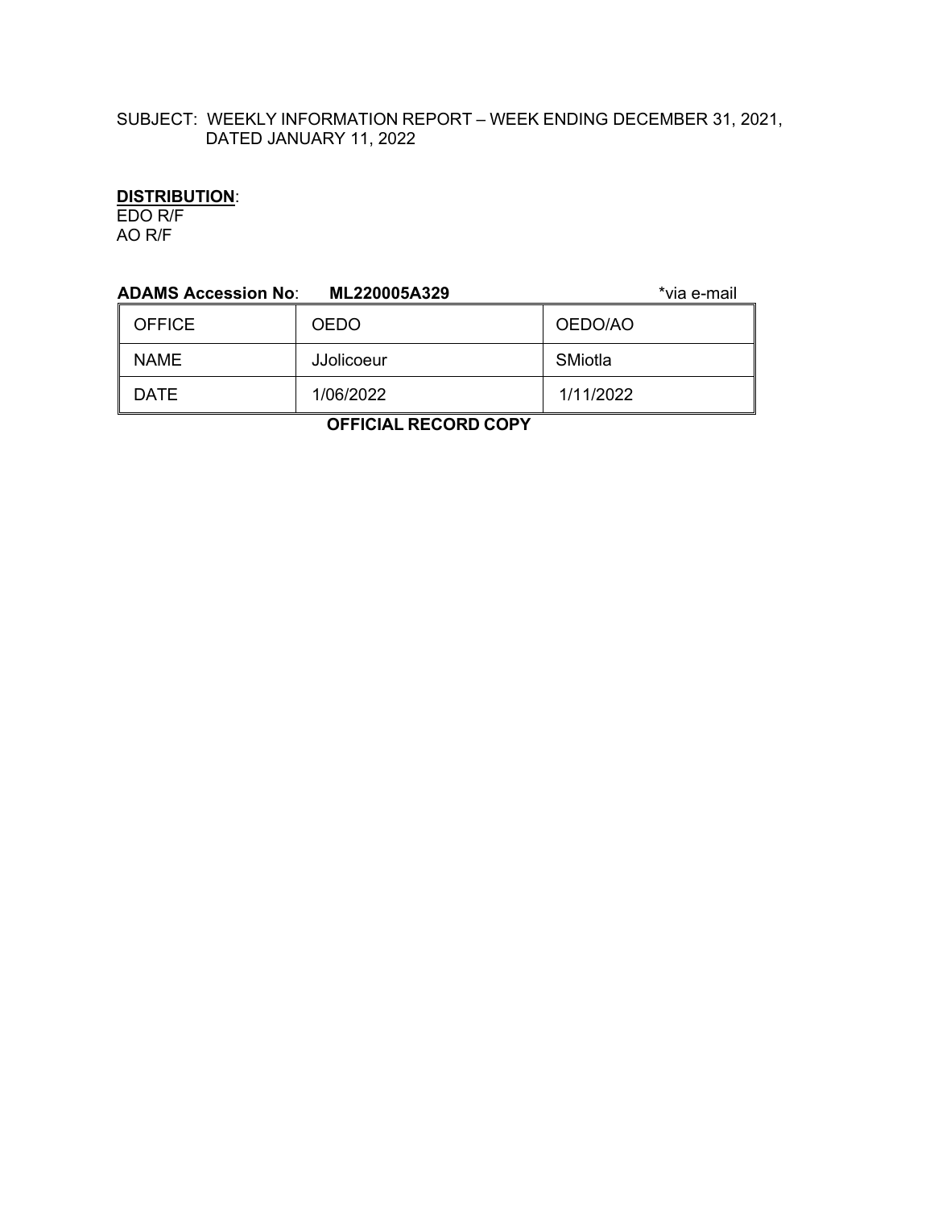SUBJECT: WEEKLY INFORMATION REPORT – WEEK ENDING DECEMBER 31, 2021, DATED JANUARY 11, 2022

**DISTRIBUTION**:
EDO R/F
AO R/F

**ADAMS Accession No**: **ML220005A329** *via e-mail

| OFFICE | OEDO | OEDO/AO |
|---|---|---|
| NAME | JJolicoeur | SMiotla |
| DATE | 1/06/2022 | 1/11/2022 |

**OFFICIAL RECORD COPY**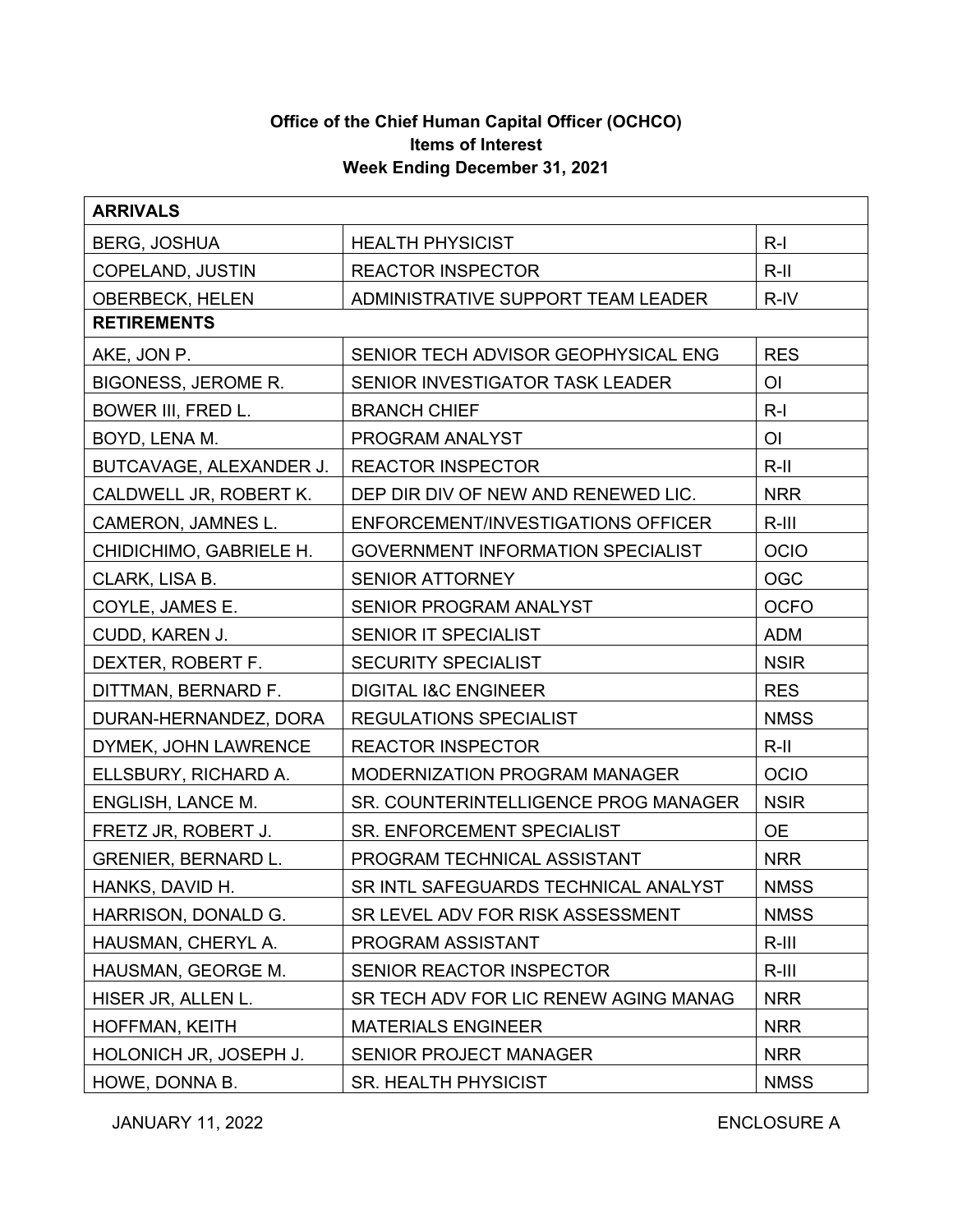**Office of the Chief Human Capital Officer (OCHCO)**
**Items of Interest**
**Week Ending December 31, 2021**

| **ARRIVALS** | | |
|---|---|---|
| BERG, JOSHUA | HEALTH PHYSICIST | R-I |
| COPELAND, JUSTIN | REACTOR INSPECTOR | R-II |
| OBERBECK, HELEN | ADMINISTRATIVE SUPPORT TEAM LEADER | R-IV |
| **RETIREMENTS** | | |
| AKE, JON P. | SENIOR TECH ADVISOR GEOPHYSICAL ENG | RES |
| BIGONESS, JEROME R. | SENIOR INVESTIGATOR TASK LEADER | OI |
| BOWER III, FRED L. | BRANCH CHIEF | R-I |
| BOYD, LENA M. | PROGRAM ANALYST | OI |
| BUTCAVAGE, ALEXANDER J. | REACTOR INSPECTOR | R-II |
| CALDWELL JR, ROBERT K. | DEP DIR DIV OF NEW AND RENEWED LIC. | NRR |
| CAMERON, JAMNES L. | ENFORCEMENT/INVESTIGATIONS OFFICER | R-III |
| CHIDICHIMO, GABRIELE H. | GOVERNMENT INFORMATION SPECIALIST | OCIO |
| CLARK, LISA B. | SENIOR ATTORNEY | OGC |
| COYLE, JAMES E. | SENIOR PROGRAM ANALYST | OCFO |
| CUDD, KAREN J. | SENIOR IT SPECIALIST | ADM |
| DEXTER, ROBERT F. | SECURITY SPECIALIST | NSIR |
| DITTMAN, BERNARD F. | DIGITAL I&C ENGINEER | RES |
| DURAN-HERNANDEZ, DORA | REGULATIONS SPECIALIST | NMSS |
| DYMEK, JOHN LAWRENCE | REACTOR INSPECTOR | R-II |
| ELLSBURY, RICHARD A. | MODERNIZATION PROGRAM MANAGER | OCIO |
| ENGLISH, LANCE M. | SR. COUNTERINTELLIGENCE PROG MANAGER | NSIR |
| FRETZ JR, ROBERT J. | SR. ENFORCEMENT SPECIALIST | OE |
| GRENIER, BERNARD L. | PROGRAM TECHNICAL ASSISTANT | NRR |
| HANKS, DAVID H. | SR INTL SAFEGUARDS TECHNICAL ANALYST | NMSS |
| HARRISON, DONALD G. | SR LEVEL ADV FOR RISK ASSESSMENT | NMSS |
| HAUSMAN, CHERYL A. | PROGRAM ASSISTANT | R-III |
| HAUSMAN, GEORGE M. | SENIOR REACTOR INSPECTOR | R-III |
| HISER JR, ALLEN L. | SR TECH ADV FOR LIC RENEW AGING MANAG | NRR |
| HOFFMAN, KEITH | MATERIALS ENGINEER | NRR |
| HOLONICH JR, JOSEPH J. | SENIOR PROJECT MANAGER | NRR |
| HOWE, DONNA B. | SR. HEALTH PHYSICIST | NMSS |

JANUARY 11, 2022 ENCLOSURE A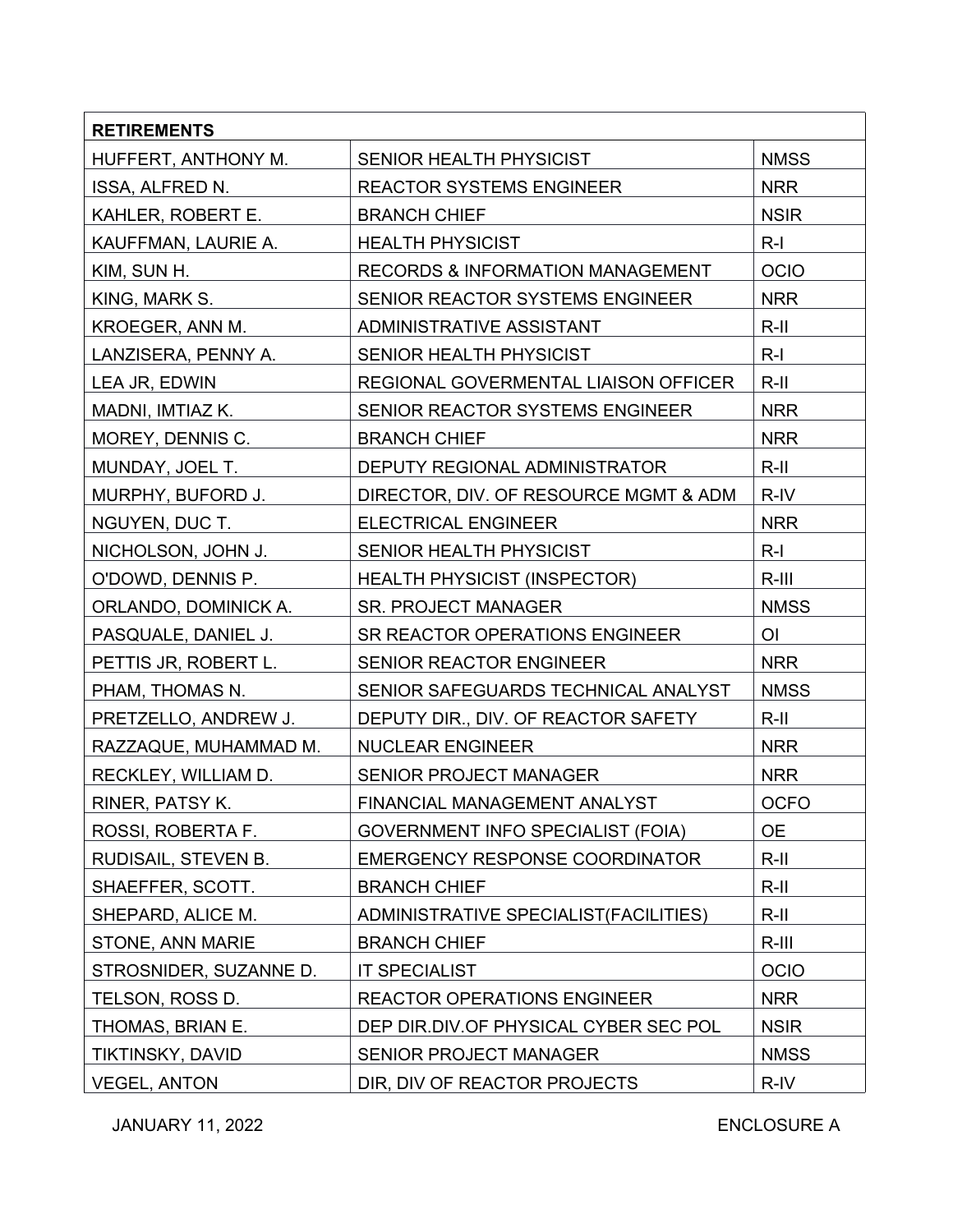| RETIREMENTS | | |
|---|---|---|
| HUFFERT, ANTHONY M. | SENIOR HEALTH PHYSICIST | NMSS |
| ISSA, ALFRED N. | REACTOR SYSTEMS ENGINEER | NRR |
| KAHLER, ROBERT E. | BRANCH CHIEF | NSIR |
| KAUFFMAN, LAURIE A. | HEALTH PHYSICIST | R-I |
| KIM, SUN H. | RECORDS & INFORMATION MANAGEMENT | OCIO |
| KING, MARK S. | SENIOR REACTOR SYSTEMS ENGINEER | NRR |
| KROEGER, ANN M. | ADMINISTRATIVE ASSISTANT | R-II |
| LANZISERA, PENNY A. | SENIOR HEALTH PHYSICIST | R-I |
| LEA JR, EDWIN | REGIONAL GOVERMENTAL LIAISON OFFICER | R-II |
| MADNI, IMTIAZ K. | SENIOR REACTOR SYSTEMS ENGINEER | NRR |
| MOREY, DENNIS C. | BRANCH CHIEF | NRR |
| MUNDAY, JOEL T. | DEPUTY REGIONAL ADMINISTRATOR | R-II |
| MURPHY, BUFORD J. | DIRECTOR, DIV. OF RESOURCE MGMT & ADM | R-IV |
| NGUYEN, DUC T. | ELECTRICAL ENGINEER | NRR |
| NICHOLSON, JOHN J. | SENIOR HEALTH PHYSICIST | R-I |
| O'DOWD, DENNIS P. | HEALTH PHYSICIST (INSPECTOR) | R-III |
| ORLANDO, DOMINICK A. | SR. PROJECT MANAGER | NMSS |
| PASQUALE, DANIEL J. | SR REACTOR OPERATIONS ENGINEER | OI |
| PETTIS JR, ROBERT L. | SENIOR REACTOR ENGINEER | NRR |
| PHAM, THOMAS N. | SENIOR SAFEGUARDS TECHNICAL ANALYST | NMSS |
| PRETZELLO, ANDREW J. | DEPUTY DIR., DIV. OF REACTOR SAFETY | R-II |
| RAZZAQUE, MUHAMMAD M. | NUCLEAR ENGINEER | NRR |
| RECKLEY, WILLIAM D. | SENIOR PROJECT MANAGER | NRR |
| RINER, PATSY K. | FINANCIAL MANAGEMENT ANALYST | OCFO |
| ROSSI, ROBERTA F. | GOVERNMENT INFO SPECIALIST (FOIA) | OE |
| RUDISAIL, STEVEN B. | EMERGENCY RESPONSE COORDINATOR | R-II |
| SHAEFFER, SCOTT. | BRANCH CHIEF | R-II |
| SHEPARD, ALICE M. | ADMINISTRATIVE SPECIALIST(FACILITIES) | R-II |
| STONE, ANN MARIE | BRANCH CHIEF | R-III |
| STROSNIDER, SUZANNE D. | IT SPECIALIST | OCIO |
| TELSON, ROSS D. | REACTOR OPERATIONS ENGINEER | NRR |
| THOMAS, BRIAN E. | DEP DIR.DIV.OF PHYSICAL CYBER SEC POL | NSIR |
| TIKTINSKY, DAVID | SENIOR PROJECT MANAGER | NMSS |
| VEGEL, ANTON | DIR, DIV OF REACTOR PROJECTS | R-IV |

JANUARY 11, 2022 ENCLOSURE A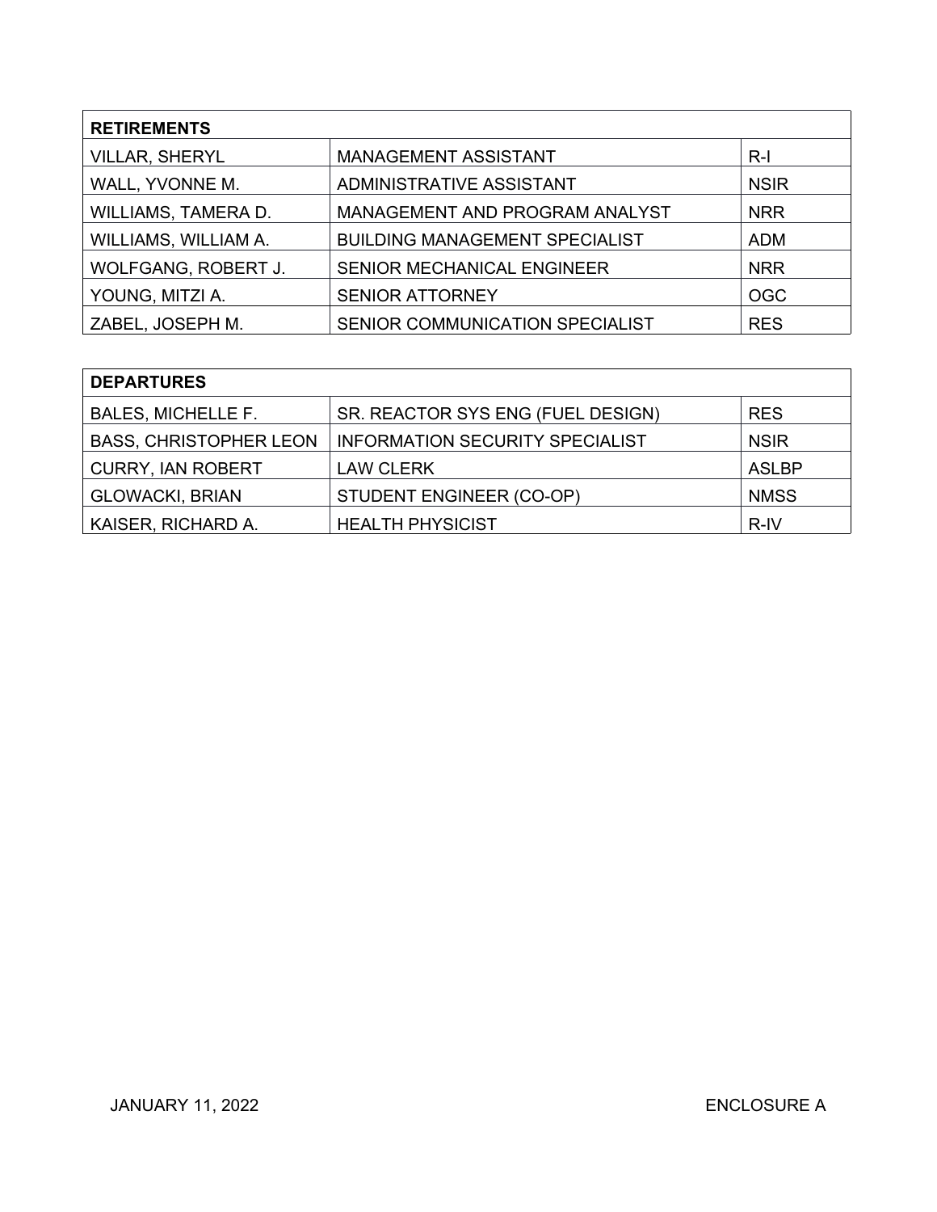| RETIREMENTS | | |
|---|---|---|
| VILLAR, SHERYL | MANAGEMENT ASSISTANT | R-I |
| WALL, YVONNE M. | ADMINISTRATIVE ASSISTANT | NSIR |
| WILLIAMS, TAMERA D. | MANAGEMENT AND PROGRAM ANALYST | NRR |
| WILLIAMS, WILLIAM A. | BUILDING MANAGEMENT SPECIALIST | ADM |
| WOLFGANG, ROBERT J. | SENIOR MECHANICAL ENGINEER | NRR |
| YOUNG, MITZI A. | SENIOR ATTORNEY | OGC |
| ZABEL, JOSEPH M. | SENIOR COMMUNICATION SPECIALIST | RES |

| DEPARTURES | | |
|---|---|---|
| BALES, MICHELLE F. | SR. REACTOR SYS ENG (FUEL DESIGN) | RES |
| BASS, CHRISTOPHER LEON | INFORMATION SECURITY SPECIALIST | NSIR |
| CURRY, IAN ROBERT | LAW CLERK | ASLBP |
| GLOWACKI, BRIAN | STUDENT ENGINEER (CO-OP) | NMSS |
| KAISER, RICHARD A. | HEALTH PHYSICIST | R-IV |

JANUARY 11, 2022 ENCLOSURE A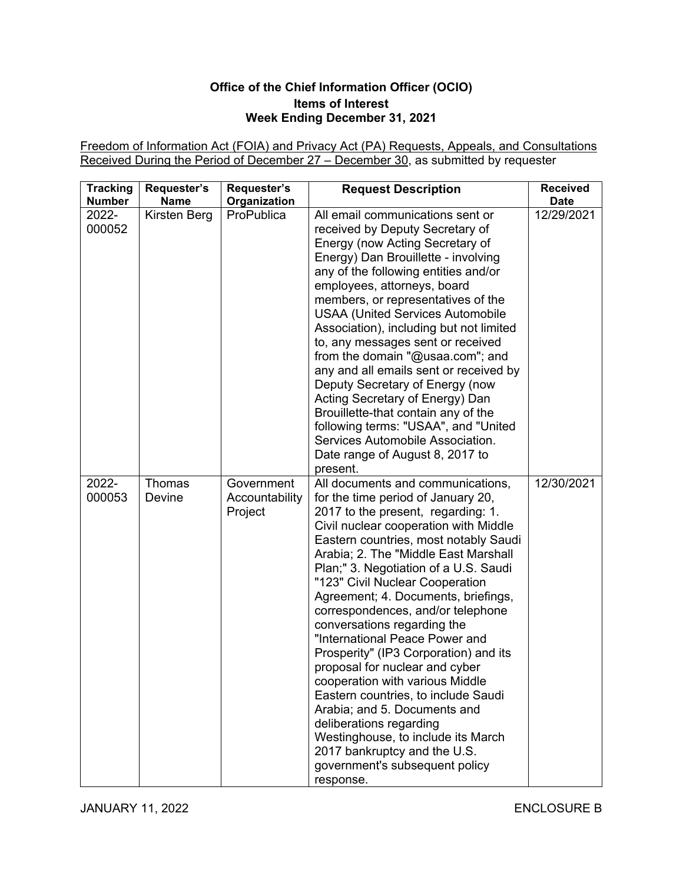**Office of the Chief Information Officer (OCIO)**
**Items of Interest**
**Week Ending December 31, 2021**

Freedom of Information Act (FOIA) and Privacy Act (PA) Requests, Appeals, and Consultations Received During the Period of December 27 – December 30, as submitted by requester

| Tracking Number | Requester's Name | Requester's Organization | Request Description | Received Date |
|---|---|---|---|---|
| 2022-000052 | Kirsten Berg | ProPublica | All email communications sent or received by Deputy Secretary of Energy (now Acting Secretary of Energy) Dan Brouillette - involving any of the following entities and/or employees, attorneys, board members, or representatives of the USAA (United Services Automobile Association), including but not limited to, any messages sent or received from the domain "@usaa.com"; and any and all emails sent or received by Deputy Secretary of Energy (now Acting Secretary of Energy) Dan Brouillette-that contain any of the following terms: "USAA", and "United Services Automobile Association. Date range of August 8, 2017 to present. | 12/29/2021 |
| 2022-000053 | Thomas Devine | Government Accountability Project | All documents and communications, for the time period of January 20, 2017 to the present, regarding: 1. Civil nuclear cooperation with Middle Eastern countries, most notably Saudi Arabia; 2. The "Middle East Marshall Plan;" 3. Negotiation of a U.S. Saudi "123" Civil Nuclear Cooperation Agreement; 4. Documents, briefings, correspondences, and/or telephone conversations regarding the "International Peace Power and Prosperity" (IP3 Corporation) and its proposal for nuclear and cyber cooperation with various Middle Eastern countries, to include Saudi Arabia; and 5. Documents and deliberations regarding Westinghouse, to include its March 2017 bankruptcy and the U.S. government's subsequent policy response. | 12/30/2021 |

JANUARY 11, 2022 ENCLOSURE B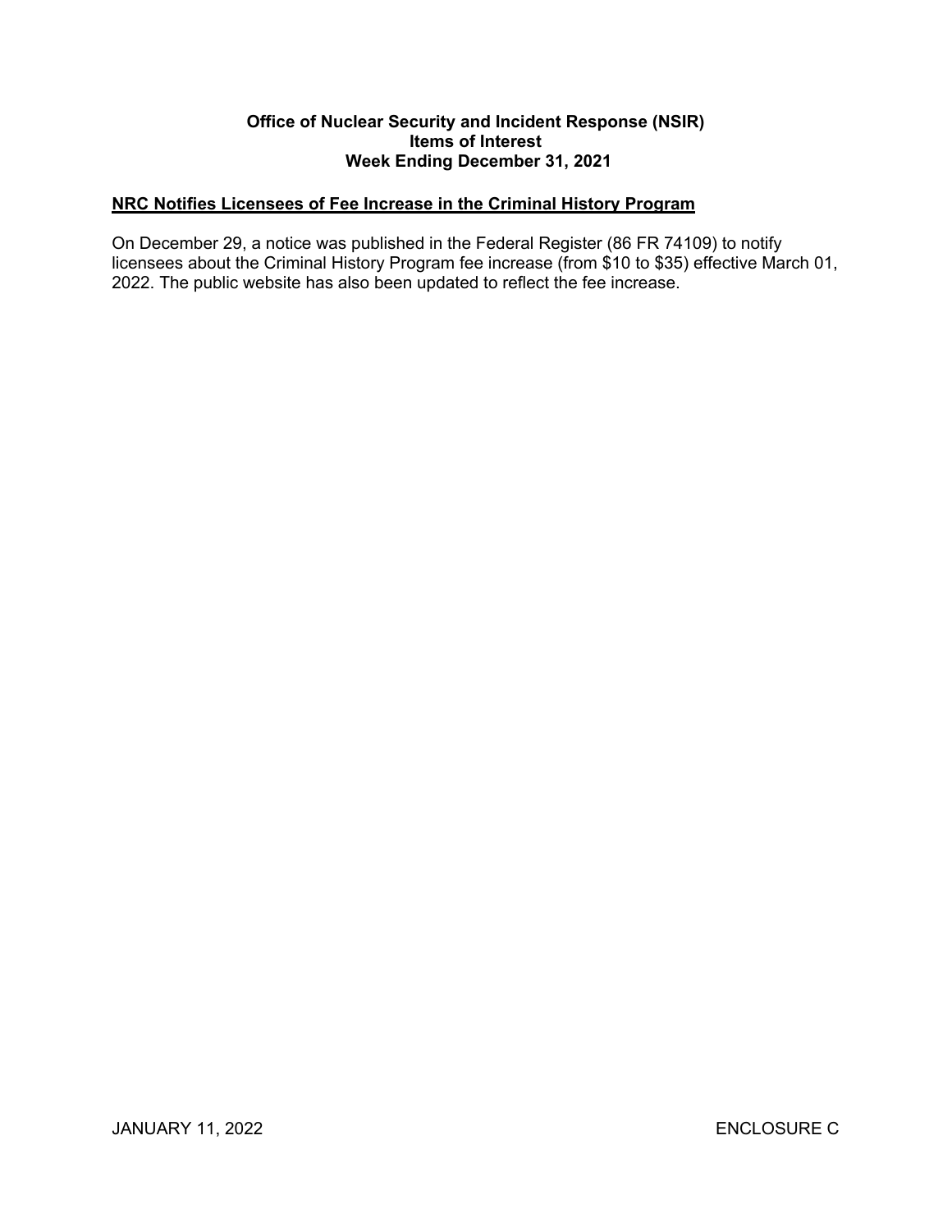**Office of Nuclear Security and Incident Response (NSIR)**
**Items of Interest**
**Week Ending December 31, 2021**

## NRC Notifies Licensees of Fee Increase in the Criminal History Program

On December 29, a notice was published in the Federal Register (86 FR 74109) to notify licensees about the Criminal History Program fee increase (from $10 to $35) effective March 01, 2022. The public website has also been updated to reflect the fee increase.

JANUARY 11, 2022 ENCLOSURE C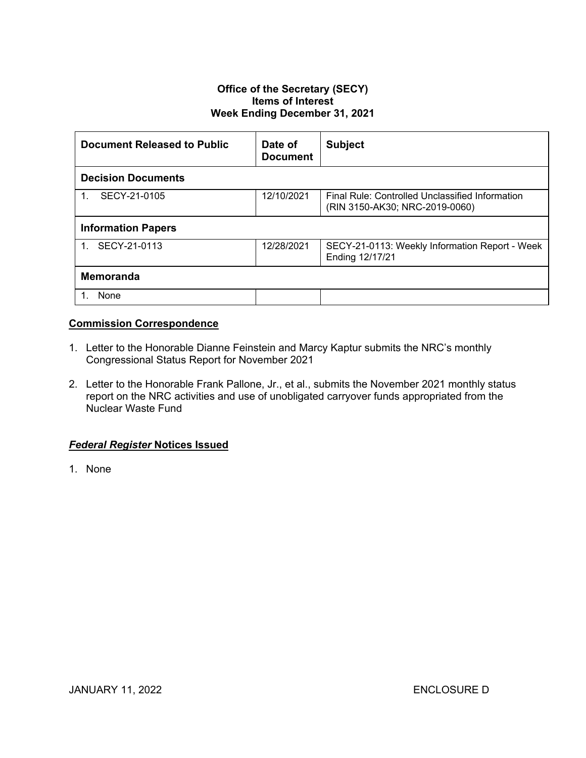**Office of the Secretary (SECY)**
**Items of Interest**
**Week Ending December 31, 2021**

| Document Released to Public | Date of Document | Subject |
|---|---|---|
| **Decision Documents** | | |
| 1. SECY-21-0105 | 12/10/2021 | Final Rule: Controlled Unclassified Information (RIN 3150-AK30; NRC-2019-0060) |
| **Information Papers** | | |
| 1. SECY-21-0113 | 12/28/2021 | SECY-21-0113: Weekly Information Report - Week Ending 12/17/21 |
| **Memoranda** | | |
| 1. None | | |

**Commission Correspondence**

1. Letter to the Honorable Dianne Feinstein and Marcy Kaptur submits the NRC's monthly Congressional Status Report for November 2021

2. Letter to the Honorable Frank Pallone, Jr., et al., submits the November 2021 monthly status report on the NRC activities and use of unobligated carryover funds appropriated from the Nuclear Waste Fund

***Federal Register* Notices Issued**

1. None

JANUARY 11, 2022 ENCLOSURE D